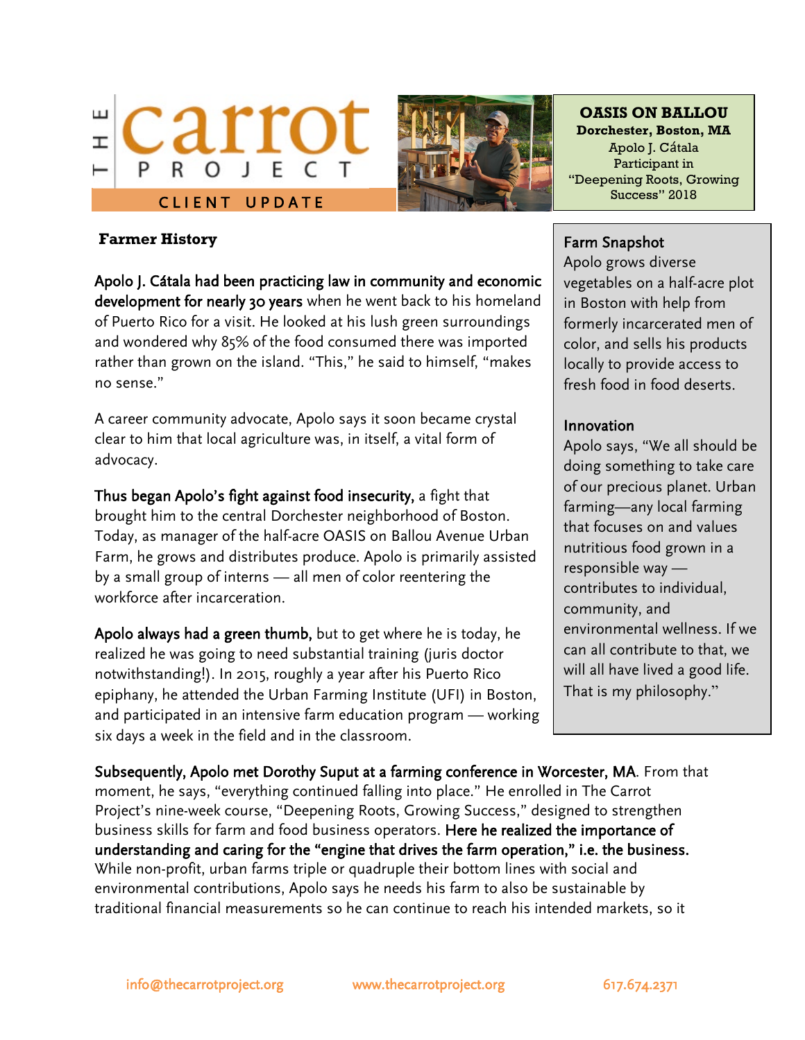# THE carrot PROJECT

CLIENT UPDATE

**OASIS ON BALLOU**
**Dorchester, Boston, MA**
Apolo J. Cátala
Participant in
"Deepening Roots, Growing Success" 2018

## Farmer History

**Apolo J. Cátala had been practicing law in community and economic development for nearly 30 years** when he went back to his homeland of Puerto Rico for a visit. He looked at his lush green surroundings and wondered why 85% of the food consumed there was imported rather than grown on the island. "This," he said to himself, "makes no sense."

A career community advocate, Apolo says it soon became crystal clear to him that local agriculture was, in itself, a vital form of advocacy.

**Thus began Apolo's fight against food insecurity,** a fight that brought him to the central Dorchester neighborhood of Boston. Today, as manager of the half-acre OASIS on Ballou Avenue Urban Farm, he grows and distributes produce. Apolo is primarily assisted by a small group of interns — all men of color reentering the workforce after incarceration.

**Apolo always had a green thumb,** but to get where he is today, he realized he was going to need substantial training (juris doctor notwithstanding!). In 2015, roughly a year after his Puerto Rico epiphany, he attended the Urban Farming Institute (UFI) in Boston, and participated in an intensive farm education program — working six days a week in the field and in the classroom.

### Farm Snapshot

Apolo grows diverse vegetables on a half-acre plot in Boston with help from formerly incarcerated men of color, and sells his products locally to provide access to fresh food in food deserts.

### Innovation

Apolo says, "We all should be doing something to take care of our precious planet. Urban farming—any local farming that focuses on and values nutritious food grown in a responsible way — contributes to individual, community, and environmental wellness. If we can all contribute to that, we will all have lived a good life. That is my philosophy."

**Subsequently, Apolo met Dorothy Suput at a farming conference in Worcester, MA**. From that moment, he says, "everything continued falling into place." He enrolled in The Carrot Project's nine-week course, "Deepening Roots, Growing Success," designed to strengthen business skills for farm and food business operators. **Here he realized the importance of understanding and caring for the "engine that drives the farm operation," i.e. the business.** While non-profit, urban farms triple or quadruple their bottom lines with social and environmental contributions, Apolo says he needs his farm to also be sustainable by traditional financial measurements so he can continue to reach his intended markets, so it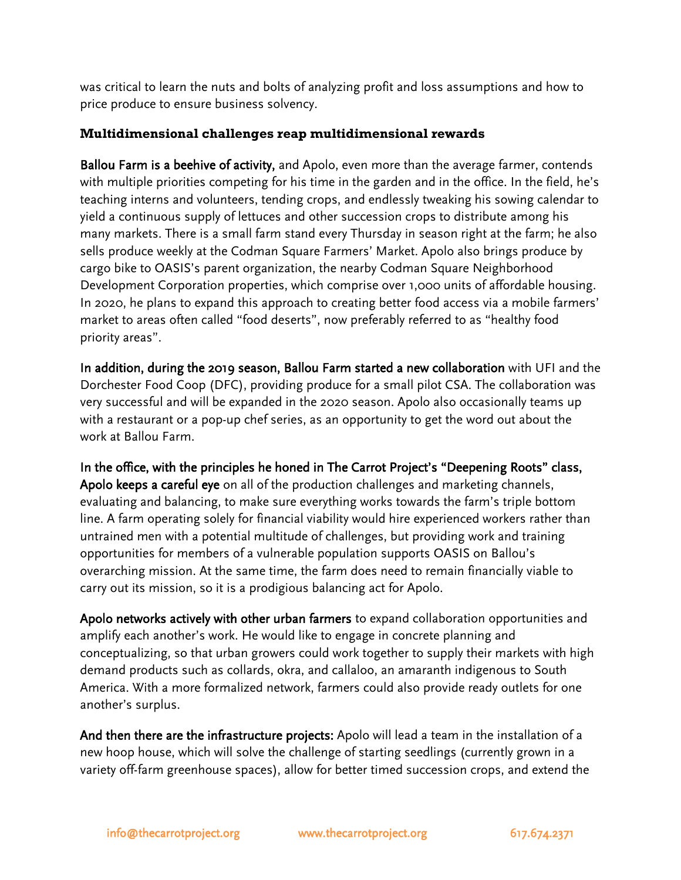was critical to learn the nuts and bolts of analyzing profit and loss assumptions and how to price produce to ensure business solvency.

### Multidimensional challenges reap multidimensional rewards

**Ballou Farm is a beehive of activity,** and Apolo, even more than the average farmer, contends with multiple priorities competing for his time in the garden and in the office. In the field, he's teaching interns and volunteers, tending crops, and endlessly tweaking his sowing calendar to yield a continuous supply of lettuces and other succession crops to distribute among his many markets. There is a small farm stand every Thursday in season right at the farm; he also sells produce weekly at the Codman Square Farmers' Market. Apolo also brings produce by cargo bike to OASIS's parent organization, the nearby Codman Square Neighborhood Development Corporation properties, which comprise over 1,000 units of affordable housing. In 2020, he plans to expand this approach to creating better food access via a mobile farmers' market to areas often called "food deserts", now preferably referred to as "healthy food priority areas".

**In addition, during the 2019 season, Ballou Farm started a new collaboration** with UFI and the Dorchester Food Coop (DFC), providing produce for a small pilot CSA. The collaboration was very successful and will be expanded in the 2020 season. Apolo also occasionally teams up with a restaurant or a pop-up chef series, as an opportunity to get the word out about the work at Ballou Farm.

**In the office, with the principles he honed in The Carrot Project's "Deepening Roots" class, Apolo keeps a careful eye** on all of the production challenges and marketing channels, evaluating and balancing, to make sure everything works towards the farm's triple bottom line. A farm operating solely for financial viability would hire experienced workers rather than untrained men with a potential multitude of challenges, but providing work and training opportunities for members of a vulnerable population supports OASIS on Ballou's overarching mission. At the same time, the farm does need to remain financially viable to carry out its mission, so it is a prodigious balancing act for Apolo.

**Apolo networks actively with other urban farmers** to expand collaboration opportunities and amplify each another's work. He would like to engage in concrete planning and conceptualizing, so that urban growers could work together to supply their markets with high demand products such as collards, okra, and callaloo, an amaranth indigenous to South America. With a more formalized network, farmers could also provide ready outlets for one another's surplus.

**And then there are the infrastructure projects:** Apolo will lead a team in the installation of a new hoop house, which will solve the challenge of starting seedlings (currently grown in a variety off-farm greenhouse spaces), allow for better timed succession crops, and extend the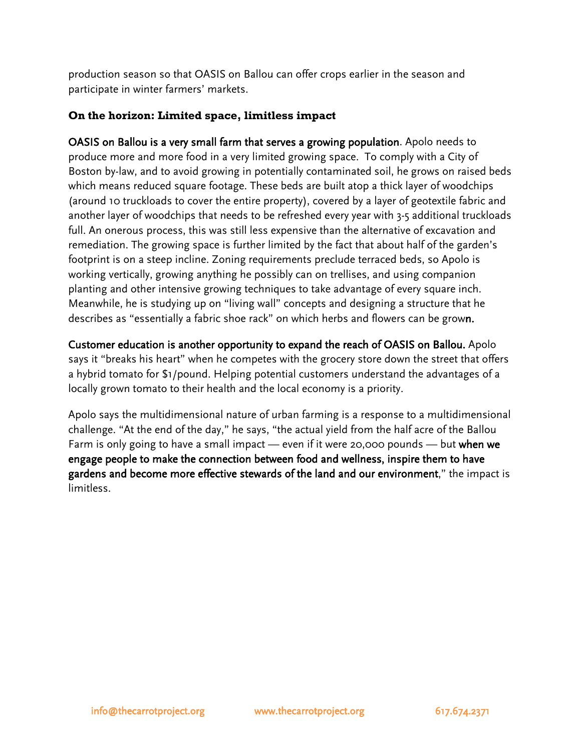production season so that OASIS on Ballou can offer crops earlier in the season and participate in winter farmers' markets.

## On the horizon: Limited space, limitless impact

**OASIS on Ballou is a very small farm that serves a growing population**. Apolo needs to produce more and more food in a very limited growing space. To comply with a City of Boston by-law, and to avoid growing in potentially contaminated soil, he grows on raised beds which means reduced square footage. These beds are built atop a thick layer of woodchips (around 10 truckloads to cover the entire property), covered by a layer of geotextile fabric and another layer of woodchips that needs to be refreshed every year with 3-5 additional truckloads full. An onerous process, this was still less expensive than the alternative of excavation and remediation. The growing space is further limited by the fact that about half of the garden's footprint is on a steep incline. Zoning requirements preclude terraced beds, so Apolo is working vertically, growing anything he possibly can on trellises, and using companion planting and other intensive growing techniques to take advantage of every square inch. Meanwhile, he is studying up on "living wall" concepts and designing a structure that he describes as "essentially a fabric shoe rack" on which herbs and flowers can be grown.

**Customer education is another opportunity to expand the reach of OASIS on Ballou.** Apolo says it "breaks his heart" when he competes with the grocery store down the street that offers a hybrid tomato for $1/pound. Helping potential customers understand the advantages of a locally grown tomato to their health and the local economy is a priority.

Apolo says the multidimensional nature of urban farming is a response to a multidimensional challenge. "At the end of the day," he says, "the actual yield from the half acre of the Ballou Farm is only going to have a small impact — even if it were 20,000 pounds — but **when we engage people to make the connection between food and wellness, inspire them to have gardens and become more effective stewards of the land and our environment**," the impact is limitless.

info@thecarrotproject.org www.thecarrotproject.org 617.674.2371